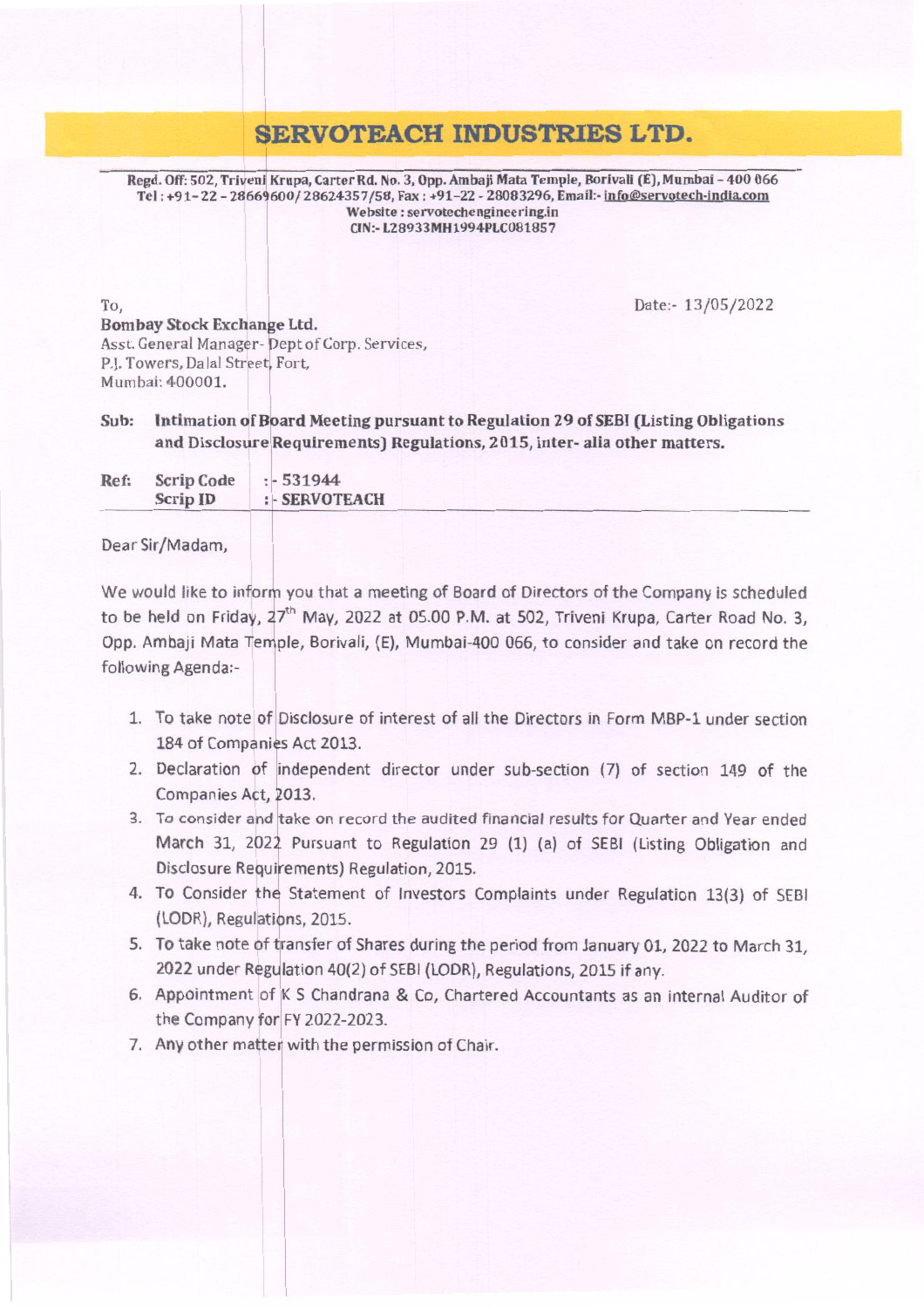# SERVOTEACH INDUSTRIES LTD.

**Regd. Off: 502, Triveni Krupa, Carter Rd. No. 3, Opp. Ambaji Mata Temple, Borivali (E), Mumbai – 400 066**
**Tel : +91-22 - 28669600/ 28624357/58, Fax : +91-22 - 28083296, Email:- info@servotech-india.com**
**Website : servotechengineering.in**
**CIN:- L28933MH1994PLC081857**

Date:- 13/05/2022

To,
**Bombay Stock Exchange Ltd.**
Asst. General Manager- Dept of Corp. Services,
P.J. Towers, Dalal Street, Fort,
Mumbai: 400001.

**Sub: Intimation of Board Meeting pursuant to Regulation 29 of SEBI (Listing Obligations and Disclosure Requirements) Regulations, 2015, inter- alia other matters.**

| Ref: | Scrip Code | :- 531944 |
|---|---|---|
| | **Scrip ID** | **:- SERVOTEACH** |

Dear Sir/Madam,

We would like to inform you that a meeting of Board of Directors of the Company is scheduled to be held on Friday, 27th May, 2022 at 05.00 P.M. at 502, Triveni Krupa, Carter Road No. 3, Opp. Ambaji Mata Temple, Borivali, (E), Mumbai-400 066, to consider and take on record the following Agenda:-

1. To take note of Disclosure of interest of all the Directors in Form MBP-1 under section 184 of Companies Act 2013.
2. Declaration of independent director under sub-section (7) of section 149 of the Companies Act, 2013.
3. To consider and take on record the audited financial results for Quarter and Year ended March 31, 2022 Pursuant to Regulation 29 (1) (a) of SEBI (Listing Obligation and Disclosure Requirements) Regulation, 2015.
4. To Consider the Statement of Investors Complaints under Regulation 13(3) of SEBI (LODR), Regulations, 2015.
5. To take note of transfer of Shares during the period from January 01, 2022 to March 31, 2022 under Regulation 40(2) of SEBI (LODR), Regulations, 2015 if any.
6. Appointment of K S Chandrana & Co, Chartered Accountants as an internal Auditor of the Company for FY 2022-2023.
7. Any other matter with the permission of Chair.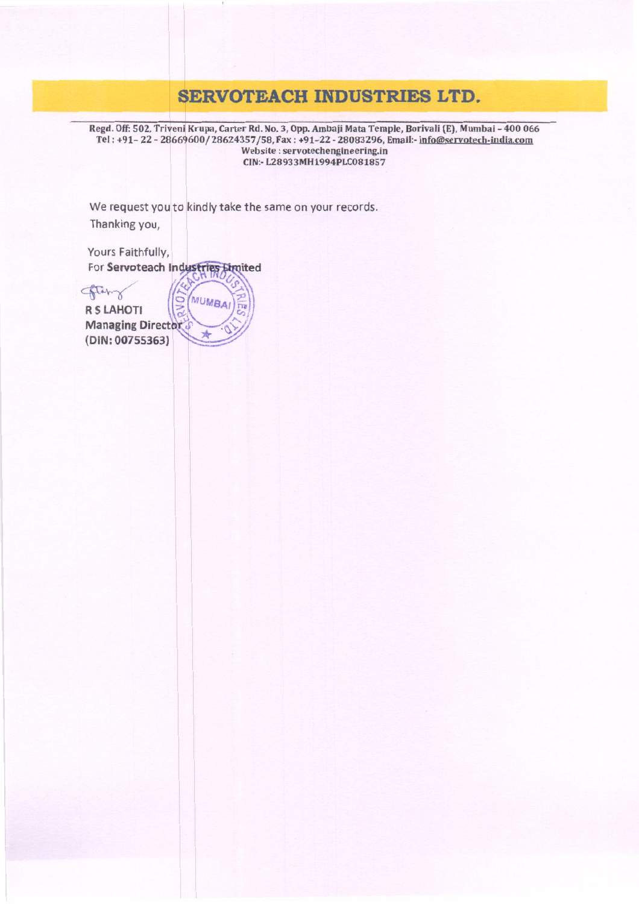# SERVOTEACH INDUSTRIES LTD.

**Regd. Off: 502, Triveni Krupa, Carter Rd. No. 3, Opp. Ambaji Mata Temple, Borivali (E), Mumbai – 400 066**
**Tel : +91- 22 - 28669600/28624357/58, Fax : +91-22 - 28083296, Email:- info@servotech-india.com**
**Website : servotechengineering.in**
**CIN:- L28933MH1994PLC081857**

We request you to kindly take the same on your records.

Thanking you,

Yours Faithfully,
For **Servoteach Industries Limited**

**R S LAHOTI**
**Managing Director**
**(DIN: 00755363)**